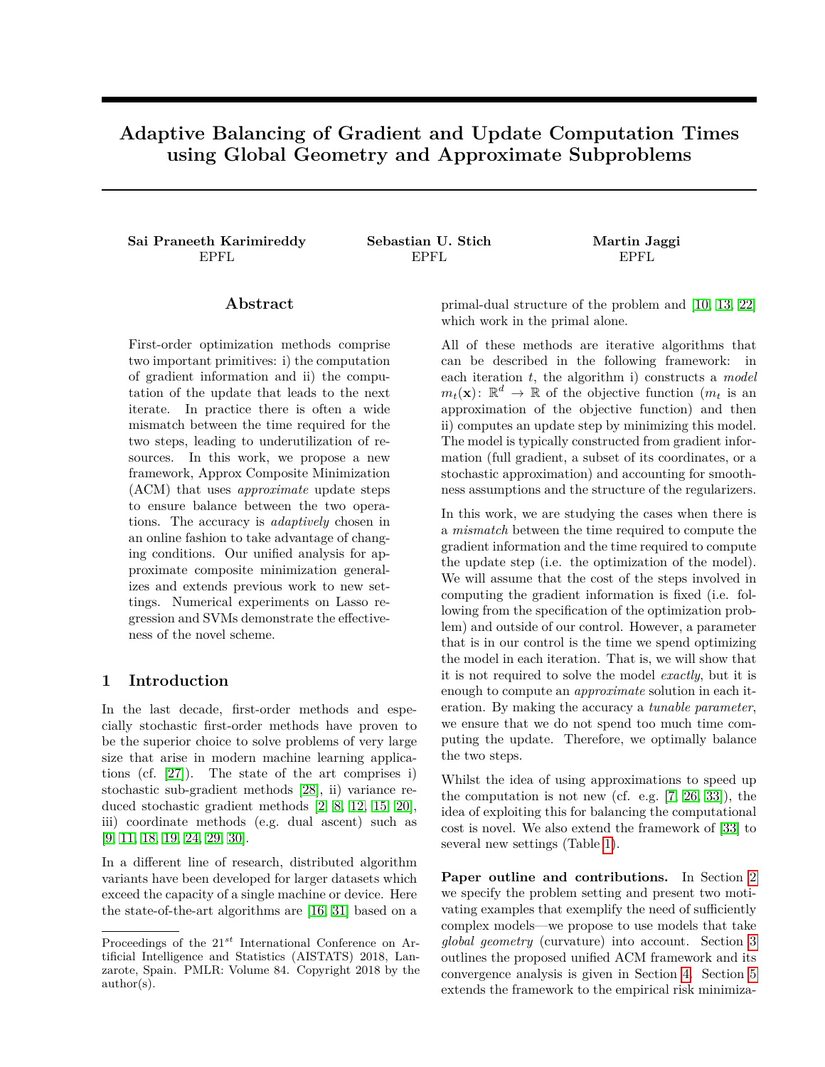# Adaptive Balancing of Gradient and Update Computation Times using Global Geometry and Approximate Subproblems

**Sai Praneeth Karimireddy**
EPFL

**Sebastian U. Stich**
EPFL

**Martin Jaggi**
EPFL

## Abstract

First-order optimization methods comprise two important primitives: i) the computation of gradient information and ii) the computation of the update that leads to the next iterate. In practice there is often a wide mismatch between the time required for the two steps, leading to underutilization of resources. In this work, we propose a new framework, Approx Composite Minimization (ACM) that uses *approximate* update steps to ensure balance between the two operations. The accuracy is *adaptively* chosen in an online fashion to take advantage of changing conditions. Our unified analysis for approximate composite minimization generalizes and extends previous work to new settings. Numerical experiments on Lasso regression and SVMs demonstrate the effectiveness of the novel scheme.

## 1 Introduction

In the last decade, first-order methods and especially stochastic first-order methods have proven to be the superior choice to solve problems of very large size that arise in modern machine learning applications (cf. [27]). The state of the art comprises i) stochastic sub-gradient methods [28], ii) variance reduced stochastic gradient methods [2, 8, 12, 15, 20], iii) coordinate methods (e.g. dual ascent) such as [9, 11, 18, 19, 24, 29, 30].

In a different line of research, distributed algorithm variants have been developed for larger datasets which exceed the capacity of a single machine or device. Here the state-of-the-art algorithms are [16, 31] based on a primal-dual structure of the problem and [10, 13, 22] which work in the primal alone.

All of these methods are iterative algorithms that can be described in the following framework: in each iteration $t$, the algorithm i) constructs a *model* $m_t(\mathbf{x})\colon \mathbb{R}^d \to \mathbb{R}$ of the objective function ($m_t$ is an approximation of the objective function) and then ii) computes an update step by minimizing this model. The model is typically constructed from gradient information (full gradient, a subset of its coordinates, or a stochastic approximation) and accounting for smoothness assumptions and the structure of the regularizers.

In this work, we are studying the cases when there is a *mismatch* between the time required to compute the gradient information and the time required to compute the update step (i.e. the optimization of the model). We will assume that the cost of the steps involved in computing the gradient information is fixed (i.e. following from the specification of the optimization problem) and outside of our control. However, a parameter that is in our control is the time we spend optimizing the model in each iteration. That is, we will show that it is not required to solve the model *exactly*, but it is enough to compute an *approximate* solution in each iteration. By making the accuracy a *tunable parameter*, we ensure that we do not spend too much time computing the update. Therefore, we optimally balance the two steps.

Whilst the idea of using approximations to speed up the computation is not new (cf. e.g. [7, 26, 33]), the idea of exploiting this for balancing the computational cost is novel. We also extend the framework of [33] to several new settings (Table 1).

**Paper outline and contributions.** In Section 2 we specify the problem setting and present two motivating examples that exemplify the need of sufficiently complex models—we propose to use models that take *global geometry* (curvature) into account. Section 3 outlines the proposed unified ACM framework and its convergence analysis is given in Section 4. Section 5 extends the framework to the empirical risk minimiza-

Proceedings of the 21[st] International Conference on Artificial Intelligence and Statistics (AISTATS) 2018, Lanzarote, Spain. PMLR: Volume 84. Copyright 2018 by the author(s).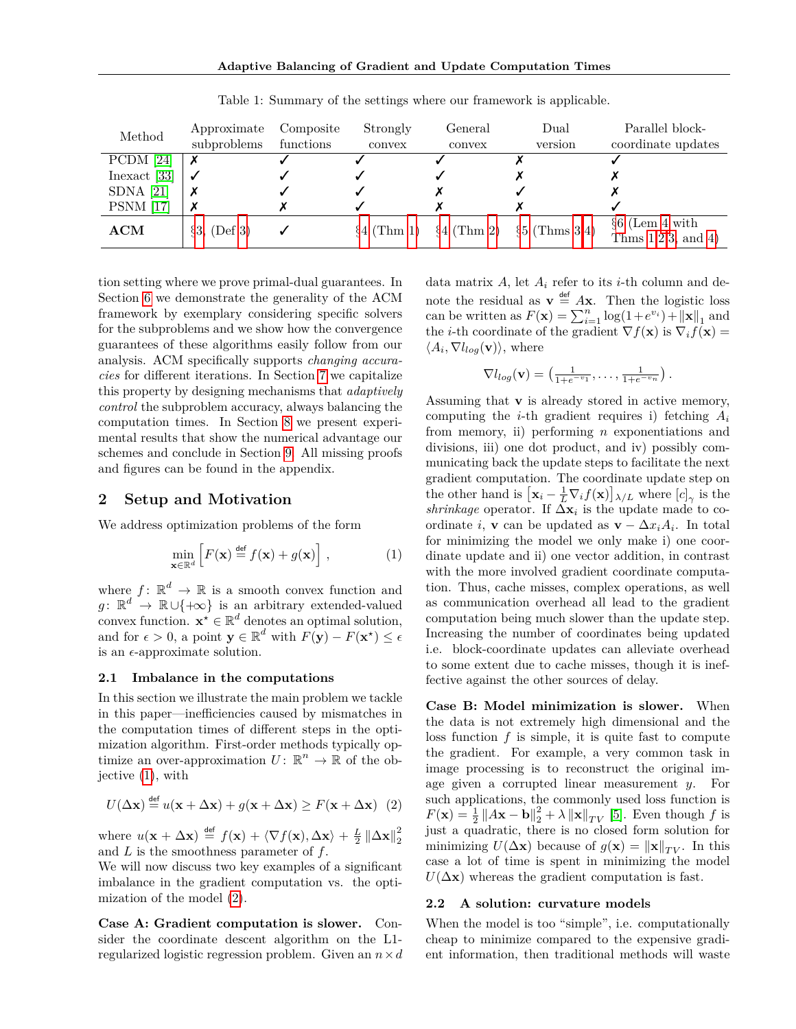Table 1: Summary of the settings where our framework is applicable.

| Method | Approximate subproblems | Composite functions | Strongly convex | General convex | Dual version | Parallel block-coordinate updates |
|---|---|---|---|---|---|---|
| PCDM [24] | ✗ | ✓ | ✓ | ✓ | ✗ | ✓ |
| Inexact [33] | ✓ | ✓ | ✓ | ✓ | ✗ | ✗ |
| SDNA [21] | ✗ | ✓ | ✓ | ✗ | ✓ | ✗ |
| PSNM [17] | ✗ | ✗ | ✓ | ✗ | ✗ | ✓ |
| **ACM** | §3, (Def 3) | ✓ | §4 (Thm 1) | §4 (Thm 2) | §5 (Thms 3, 4) | §6 (Lem 4 with Thms 1, 2, 3, and 4) |

tion setting where we prove primal-dual guarantees. In Section 6 we demonstrate the generality of the ACM framework by exemplary considering specific solvers for the subproblems and we show how the convergence guarantees of these algorithms easily follow from our analysis. ACM specifically supports *changing accuracies* for different iterations. In Section 7 we capitalize this property by designing mechanisms that *adaptively control* the subproblem accuracy, always balancing the computation times. In Section 8 we present experimental results that show the numerical advantage our schemes and conclude in Section 9. All missing proofs and figures can be found in the appendix.

## 2 Setup and Motivation

We address optimization problems of the form

$$\min_{\mathbf{x}\in\mathbb{R}^d} \left[ F(\mathbf{x}) \overset{\text{def}}{=} f(\mathbf{x}) + g(\mathbf{x}) \right] , \qquad (1)$$

where $f\colon \mathbb{R}^d \to \mathbb{R}$ is a smooth convex function and $g\colon \mathbb{R}^d \to \mathbb{R}\cup\{+\infty\}$ is an arbitrary extended-valued convex function. $\mathbf{x}^\star \in \mathbb{R}^d$ denotes an optimal solution, and for $\epsilon > 0$, a point $\mathbf{y} \in \mathbb{R}^d$ with $F(\mathbf{y}) - F(\mathbf{x}^\star) \le \epsilon$ is an $\epsilon$-approximate solution.

### 2.1 Imbalance in the computations

In this section we illustrate the main problem we tackle in this paper—inefficiencies caused by mismatches in the computation times of different steps in the optimization algorithm. First-order methods typically optimize an over-approximation $U\colon \mathbb{R}^n \to \mathbb{R}$ of the objective (1), with

$$U(\Delta\mathbf{x}) \overset{\text{def}}{=} u(\mathbf{x}+\Delta\mathbf{x}) + g(\mathbf{x}+\Delta\mathbf{x}) \ge F(\mathbf{x}+\Delta\mathbf{x}) \quad (2)$$

where $u(\mathbf{x}+\Delta\mathbf{x}) \overset{\text{def}}{=} f(\mathbf{x}) + \langle \nabla f(\mathbf{x}), \Delta\mathbf{x}\rangle + \frac{L}{2}\left\|\Delta\mathbf{x}\right\|_2^2$ and $L$ is the smoothness parameter of $f$.

We will now discuss two key examples of a significant imbalance in the gradient computation vs. the optimization of the model (2).

**Case A: Gradient computation is slower.** Consider the coordinate descent algorithm on the L1-regularized logistic regression problem. Given an $n\times d$ data matrix $A$, let $A_i$ refer to its $i$-th column and denote the residual as $\mathbf{v} \overset{\text{def}}{=} A\mathbf{x}$. Then the logistic loss can be written as $F(\mathbf{x}) = \sum_{i=1}^n \log(1+e^{v_i}) + \|\mathbf{x}\|_1$ and the $i$-th coordinate of the gradient $\nabla f(\mathbf{x})$ is $\nabla_i f(\mathbf{x}) = \langle A_i, \nabla l_{log}(\mathbf{v})\rangle$, where

$$\nabla l_{log}(\mathbf{v}) = \left(\tfrac{1}{1+e^{-v_1}}, \ldots, \tfrac{1}{1+e^{-v_n}}\right) .$$

Assuming that $\mathbf{v}$ is already stored in active memory, computing the $i$-th gradient requires i) fetching $A_i$ from memory, ii) performing $n$ exponentiations and divisions, iii) one dot product, and iv) possibly communicating back the update steps to facilitate the next gradient computation. The coordinate update step on the other hand is $\left[\mathbf{x}_i - \frac{1}{L}\nabla_i f(\mathbf{x})\right]_{\lambda/L}$ where $[c]_\gamma$ is the *shrinkage* operator. If $\Delta\mathbf{x}_i$ is the update made to coordinate $i$, $\mathbf{v}$ can be updated as $\mathbf{v} - \Delta x_i A_i$. In total for minimizing the model we only make i) one coordinate update and ii) one vector addition, in contrast with the more involved gradient coordinate computation. Thus, cache misses, complex operations, as well as communication overhead all lead to the gradient computation being much slower than the update step. Increasing the number of coordinates being updated i.e. block-coordinate updates can alleviate overhead to some extent due to cache misses, though it is ineffective against the other sources of delay.

**Case B: Model minimization is slower.** When the data is not extremely high dimensional and the loss function $f$ is simple, it is quite fast to compute the gradient. For example, a very common task in image processing is to reconstruct the original image given a corrupted linear measurement $y$. For such applications, the commonly used loss function is $F(\mathbf{x}) = \frac{1}{2}\left\|A\mathbf{x}-\mathbf{b}\right\|_2^2 + \lambda\left\|\mathbf{x}\right\|_{TV}$ [5]. Even though $f$ is just a quadratic, there is no closed form solution for minimizing $U(\Delta\mathbf{x})$ because of $g(\mathbf{x}) = \|\mathbf{x}\|_{TV}$. In this case a lot of time is spent in minimizing the model $U(\Delta\mathbf{x})$ whereas the gradient computation is fast.

### 2.2 A solution: curvature models

When the model is too "simple", i.e. computationally cheap to minimize compared to the expensive gradient information, then traditional methods will waste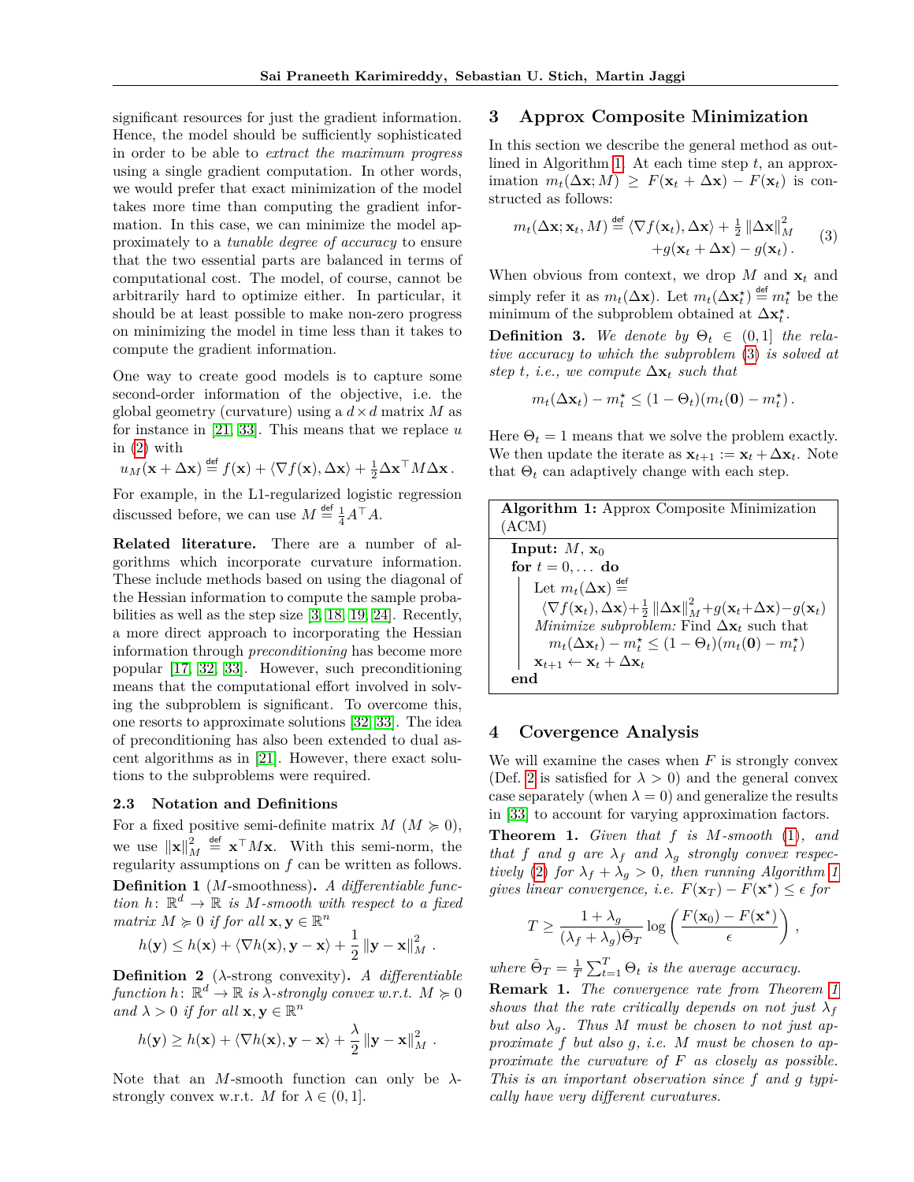significant resources for just the gradient information. Hence, the model should be sufficiently sophisticated in order to be able to *extract the maximum progress* using a single gradient computation. In other words, we would prefer that exact minimization of the model takes more time than computing the gradient information. In this case, we can minimize the model approximately to a *tunable degree of accuracy* to ensure that the two essential parts are balanced in terms of computational cost. The model, of course, cannot be arbitrarily hard to optimize either. In particular, it should be at least possible to make non-zero progress on minimizing the model in time less than it takes to compute the gradient information.

One way to create good models is to capture some second-order information of the objective, i.e. the global geometry (curvature) using a $d \times d$ matrix $M$ as for instance in [21, 33]. This means that we replace $u$ in (2) with

$$u_M(\mathbf{x} + \Delta\mathbf{x}) \stackrel{\text{def}}{=} f(\mathbf{x}) + \langle \nabla f(\mathbf{x}), \Delta\mathbf{x} \rangle + \tfrac{1}{2} \Delta\mathbf{x}^\top M \Delta\mathbf{x}\,.$$

For example, in the L1-regularized logistic regression discussed before, we can use $M \stackrel{\text{def}}{=} \frac{1}{4} A^\top A$.

**Related literature.** There are a number of algorithms which incorporate curvature information. These include methods based on using the diagonal of the Hessian information to compute the sample probabilities as well as the step size [3, 18, 19, 24]. Recently, a more direct approach to incorporating the Hessian information through *preconditioning* has become more popular [17, 32, 33]. However, such preconditioning means that the computational effort involved in solving the subproblem is significant. To overcome this, one resorts to approximate solutions [32, 33]. The idea of preconditioning has also been extended to dual ascent algorithms as in [21]. However, there exact solutions to the subproblems were required.

### 2.3 Notation and Definitions

For a fixed positive semi-definite matrix $M$ ($M \succcurlyeq 0$), we use $\|\mathbf{x}\|_M^2 \stackrel{\text{def}}{=} \mathbf{x}^\top M \mathbf{x}$. With this semi-norm, the regularity assumptions on $f$ can be written as follows.

**Definition 1** ($M$-smoothness)**.** *A differentiable function $h \colon \mathbb{R}^d \to \mathbb{R}$ is $M$-smooth with respect to a fixed matrix $M \succcurlyeq 0$ if for all $\mathbf{x}, \mathbf{y} \in \mathbb{R}^n$*

$$h(\mathbf{y}) \leq h(\mathbf{x}) + \langle \nabla h(\mathbf{x}), \mathbf{y} - \mathbf{x} \rangle + \frac{1}{2} \|\mathbf{y} - \mathbf{x}\|_M^2\,.$$

**Definition 2** ($\lambda$-strong convexity)**.** *A differentiable function $h \colon \mathbb{R}^d \to \mathbb{R}$ is $\lambda$-strongly convex w.r.t. $M \succcurlyeq 0$ and $\lambda > 0$ if for all $\mathbf{x}, \mathbf{y} \in \mathbb{R}^n$*

$$h(\mathbf{y}) \geq h(\mathbf{x}) + \langle \nabla h(\mathbf{x}), \mathbf{y} - \mathbf{x} \rangle + \frac{\lambda}{2} \|\mathbf{y} - \mathbf{x}\|_M^2\,.$$

Note that an $M$-smooth function can only be $\lambda$-strongly convex w.r.t. $M$ for $\lambda \in (0, 1]$.

## 3 Approx Composite Minimization

In this section we describe the general method as outlined in Algorithm 1. At each time step $t$, an approximation $m_t(\Delta\mathbf{x}; M) \geq F(\mathbf{x}_t + \Delta\mathbf{x}) - F(\mathbf{x}_t)$ is constructed as follows:

$$m_t(\Delta\mathbf{x}; \mathbf{x}_t, M) \stackrel{\text{def}}{=} \langle \nabla f(\mathbf{x}_t), \Delta\mathbf{x} \rangle + \tfrac{1}{2} \|\Delta\mathbf{x}\|_M^2 + g(\mathbf{x}_t + \Delta\mathbf{x}) - g(\mathbf{x}_t)\,. \tag{3}$$

When obvious from context, we drop $M$ and $\mathbf{x}_t$ and simply refer it as $m_t(\Delta\mathbf{x})$. Let $m_t(\Delta\mathbf{x}_t^\star) \stackrel{\text{def}}{=} m_t^\star$ be the minimum of the subproblem obtained at $\Delta\mathbf{x}_t^\star$.

**Definition 3.** *We denote by $\Theta_t \in (0, 1]$ the relative accuracy to which the subproblem (3) is solved at step $t$, i.e., we compute $\Delta\mathbf{x}_t$ such that*

$$m_t(\Delta\mathbf{x}_t) - m_t^\star \leq (1 - \Theta_t)(m_t(\mathbf{0}) - m_t^\star)\,.$$

Here $\Theta_t = 1$ means that we solve the problem exactly. We then update the iterate as $\mathbf{x}_{t+1} := \mathbf{x}_t + \Delta\mathbf{x}_t$. Note that $\Theta_t$ can adaptively change with each step.

```
Algorithm 1: Approx Composite Minimization (ACM)
Input: M, x_0
for t = 0, ... do
    Let m_t(Δx) := <∇f(x_t), Δx> + 1/2 ||Δx||_M^2 + g(x_t + Δx) − g(x_t)
    Minimize subproblem: Find Δx_t such that
        m_t(Δx_t) − m_t* ≤ (1 − Θ_t)(m_t(0) − m_t*)
    x_{t+1} ← x_t + Δx_t
end
```

## 4 Covergence Analysis

We will examine the cases when $F$ is strongly convex (Def. 2 is satisfied for $\lambda > 0$) and the general convex case separately (when $\lambda = 0$) and generalize the results in [33] to account for varying approximation factors.

**Theorem 1.** *Given that $f$ is $M$-smooth (1), and that $f$ and $g$ are $\lambda_f$ and $\lambda_g$ strongly convex respectively (2) for $\lambda_f + \lambda_g > 0$, then running Algorithm 1 gives linear convergence, i.e. $F(\mathbf{x}_T) - F(\mathbf{x}^\star) \leq \epsilon$ for*

$$T \geq \frac{1 + \lambda_g}{(\lambda_f + \lambda_g)\tilde{\Theta}_T} \log\left(\frac{F(\mathbf{x}_0) - F(\mathbf{x}^\star)}{\epsilon}\right),$$

*where $\tilde{\Theta}_T = \frac{1}{T}\sum_{t=1}^{T} \Theta_t$ is the average accuracy.*

**Remark 1.** *The convergence rate from Theorem 1 shows that the rate critically depends on not just $\lambda_f$ but also $\lambda_g$. Thus $M$ must be chosen to not just approximate $f$ but also $g$, i.e. $M$ must be chosen to approximate the curvature of $F$ as closely as possible. This is an important observation since $f$ and $g$ typically have very different curvatures.*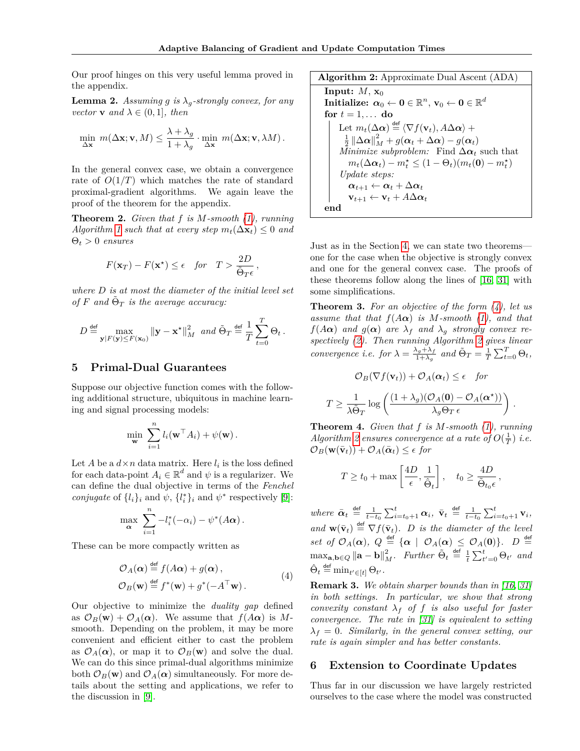Our proof hinges on this very useful lemma proved in the appendix.

**Lemma 2.** *Assuming $g$ is $\lambda_g$-strongly convex, for any vector $\mathbf{v}$ and $\lambda \in (0, 1]$, then*

$$\min_{\Delta\mathbf{x}} \; m(\Delta\mathbf{x}; \mathbf{v}, M) \leq \frac{\lambda + \lambda_g}{1 + \lambda_g} \cdot \min_{\Delta\mathbf{x}} \; m(\Delta\mathbf{x}; \mathbf{v}, \lambda M) \,.$$

In the general convex case, we obtain a convergence rate of $O(1/T)$ which matches the rate of standard proximal-gradient algorithms. We again leave the proof of the theorem for the appendix.

**Theorem 2.** *Given that $f$ is $M$-smooth (1), running Algorithm 1 such that at every step $m_t(\Delta\mathbf{x}_t) \leq 0$ and $\Theta_t > 0$ ensures*

$$F(\mathbf{x}_T) - F(\mathbf{x}^\star) \leq \epsilon \quad \text{for} \quad T > \frac{2D}{\tilde{\Theta}_T \epsilon} \,,$$

*where $D$ is at most the diameter of the initial level set of $F$ and $\tilde{\Theta}_T$ is the average accuracy:*

$$D \stackrel{\text{def}}{=} \max_{\mathbf{y} | F(\mathbf{y}) \leq F(\mathbf{x}_0)} \|\mathbf{y} - \mathbf{x}^\star\|_M^2 \;\; \text{and} \;\; \tilde{\Theta}_T \stackrel{\text{def}}{=} \frac{1}{T} \sum_{t=0}^{T} \Theta_t \,.$$

## 5 Primal-Dual Guarantees

Suppose our objective function comes with the following additional structure, ubiquitous in machine learning and signal processing models:

$$\min_{\mathbf{w}} \; \sum_{i=1}^{n} l_i(\mathbf{w}^\top A_i) + \psi(\mathbf{w}) \,.$$

Let $A$ be a $d \times n$ data matrix. Here $l_i$ is the loss defined for each data-point $A_i \in \mathbb{R}^d$ and $\psi$ is a regularizer. We can define the dual objective in terms of the *Fenchel conjugate* of $\{l_i\}_i$ and $\psi$, $\{l_i^*\}_i$ and $\psi^*$ respectively [9]:

$$\max_{\boldsymbol{\alpha}} \; \sum_{i=1}^{n} -l_i^*(-\alpha_i) - \psi^*(A\boldsymbol{\alpha}) \,.$$

These can be more compactly written as

$$\begin{aligned} \mathcal{O}_A(\boldsymbol{\alpha}) &\stackrel{\text{def}}{=} f(A\boldsymbol{\alpha}) + g(\boldsymbol{\alpha}) \,, \\ \mathcal{O}_B(\mathbf{w}) &\stackrel{\text{def}}{=} f^*(\mathbf{w}) + g^*(-A^\top \mathbf{w}) \,. \end{aligned} \tag{4}$$

Our objective to minimize the *duality gap* defined as $\mathcal{O}_B(\mathbf{w}) + \mathcal{O}_A(\boldsymbol{\alpha})$. We assume that $f(A\boldsymbol{\alpha})$ is $M$-smooth. Depending on the problem, it may be more convenient and efficient either to cast the problem as $\mathcal{O}_A(\boldsymbol{\alpha})$, or map it to $\mathcal{O}_B(\mathbf{w})$ and solve the dual. We can do this since primal-dual algorithms minimize both $\mathcal{O}_B(\mathbf{w})$ and $\mathcal{O}_A(\boldsymbol{\alpha})$ simultaneously. For more details about the setting and applications, we refer to the discussion in [9].

---

**Algorithm 2:** Approximate Dual Ascent (ADA)

**Input:** $M$, $\mathbf{x}_0$
**Initialize:** $\boldsymbol{\alpha}_0 \leftarrow \mathbf{0} \in \mathbb{R}^n$, $\mathbf{v}_0 \leftarrow \mathbf{0} \in \mathbb{R}^d$
**for** $t = 1, \ldots$ **do**
  Let $m_t(\Delta\boldsymbol{\alpha}) \stackrel{\text{def}}{=} \langle \nabla f(\mathbf{v}_t), A\Delta\boldsymbol{\alpha} \rangle + \frac{1}{2}\|\Delta\boldsymbol{\alpha}\|_M^2 + g(\boldsymbol{\alpha}_t + \Delta\boldsymbol{\alpha}) - g(\boldsymbol{\alpha}_t)$
  *Minimize subproblem:* Find $\Delta\boldsymbol{\alpha}_t$ such that
   $m_t(\Delta\boldsymbol{\alpha}_t) - m_t^\star \leq (1 - \Theta_t)(m_t(\mathbf{0}) - m_t^\star)$
  *Update steps:*
   $\boldsymbol{\alpha}_{t+1} \leftarrow \boldsymbol{\alpha}_t + \Delta\boldsymbol{\alpha}_t$
   $\mathbf{v}_{t+1} \leftarrow \mathbf{v}_t + A\Delta\boldsymbol{\alpha}_t$
**end**

---

Just as in the Section 4, we can state two theorems—one for the case when the objective is strongly convex and one for the general convex case. The proofs of these theorems follow along the lines of [16, 31] with some simplifications.

**Theorem 3.** *For an objective of the form (4), let us assume that that $f(A\boldsymbol{\alpha})$ is $M$-smooth (1), and that $f(A\boldsymbol{\alpha})$ and $g(\boldsymbol{\alpha})$ are $\lambda_f$ and $\lambda_g$ strongly convex respectively (2). Then running Algorithm 2 gives linear convergence i.e. for $\lambda = \frac{\lambda_g + \lambda_f}{1 + \lambda_g}$ and $\tilde{\Theta}_T = \frac{1}{T}\sum_{t=0}^{T} \Theta_t$,*

$$\mathcal{O}_B(\nabla f(\mathbf{v}_t)) + \mathcal{O}_A(\boldsymbol{\alpha}_t) \leq \epsilon \quad \text{for}$$

$$T \geq \frac{1}{\lambda \tilde{\Theta}_T} \log\left( \frac{(1 + \lambda_g)(\mathcal{O}_A(\mathbf{0}) - \mathcal{O}_A(\boldsymbol{\alpha}^\star))}{\lambda_g \Theta_T \, \epsilon} \right) .$$

**Theorem 4.** *Given that $f$ is $M$-smooth (1), running Algorithm 2 ensures convergence at a rate of $O(\frac{1}{T})$ i.e. $\mathcal{O}_B(\mathbf{w}(\bar{\mathbf{v}}_t)) + \mathcal{O}_A(\bar{\boldsymbol{\alpha}}_t) \leq \epsilon$ for*

$$T \geq t_0 + \max\left[\frac{4D}{\epsilon}, \frac{1}{\hat{\Theta}_t}\right], \quad t_0 \geq \frac{4D}{\tilde{\Theta}_{t_0} \epsilon} \,,$$

*where $\bar{\boldsymbol{\alpha}}_t \stackrel{\text{def}}{=} \frac{1}{t - t_0}\sum_{i=t_0+1}^{t} \boldsymbol{\alpha}_i$, $\bar{\mathbf{v}}_t \stackrel{\text{def}}{=} \frac{1}{t - t_0}\sum_{i=t_0+1}^{t} \mathbf{v}_i$, and $\mathbf{w}(\bar{\mathbf{v}}_t) \stackrel{\text{def}}{=} \nabla f(\bar{\mathbf{v}}_t)$. $D$ is the diameter of the level set of $\mathcal{O}_A(\boldsymbol{\alpha})$, $Q \stackrel{\text{def}}{=} \{\boldsymbol{\alpha} \mid \mathcal{O}_A(\boldsymbol{\alpha}) \leq \mathcal{O}_A(\mathbf{0})\}$. $D \stackrel{\text{def}}{=} \max_{\mathbf{a}, \mathbf{b} \in Q} \|\mathbf{a} - \mathbf{b}\|_M^2$. Further $\tilde{\Theta}_t \stackrel{\text{def}}{=} \frac{1}{t}\sum_{t'=0}^{t} \Theta_{t'}$ and $\hat{\Theta}_t \stackrel{\text{def}}{=} \min_{t' \in [t]} \Theta_{t'}$.*

**Remark 3.** *We obtain sharper bounds than in [16, 31] in both settings. In particular, we show that strong convexity constant $\lambda_f$ of $f$ is also useful for faster convergence. The rate in [31] is equivalent to setting $\lambda_f = 0$. Similarly, in the general convex setting, our rate is again simpler and has better constants.*

## 6 Extension to Coordinate Updates

Thus far in our discussion we have largely restricted ourselves to the case where the model was constructed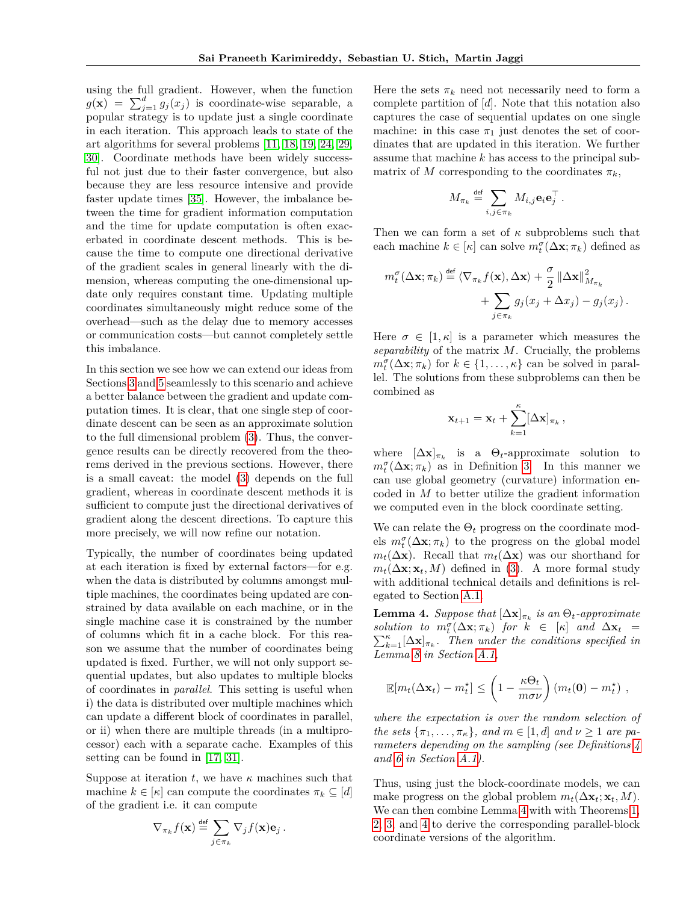using the full gradient. However, when the function $g(\mathbf{x}) = \sum_{j=1}^{d} g_j(x_j)$ is coordinate-wise separable, a popular strategy is to update just a single coordinate in each iteration. This approach leads to state of the art algorithms for several problems [11, 18, 19, 24, 29, 30]. Coordinate methods have been widely successful not just due to their faster convergence, but also because they are less resource intensive and provide faster update times [35]. However, the imbalance between the time for gradient information computation and the time for update computation is often exacerbated in coordinate descent methods. This is because the time to compute one directional derivative of the gradient scales in general linearly with the dimension, whereas computing the one-dimensional update only requires constant time. Updating multiple coordinates simultaneously might reduce some of the overhead—such as the delay due to memory accesses or communication costs—but cannot completely settle this imbalance.

In this section we see how we can extend our ideas from Sections 3 and 5 seamlessly to this scenario and achieve a better balance between the gradient and update computation times. It is clear, that one single step of coordinate descent can be seen as an approximate solution to the full dimensional problem (3). Thus, the convergence results can be directly recovered from the theorems derived in the previous sections. However, there is a small caveat: the model (3) depends on the full gradient, whereas in coordinate descent methods it is sufficient to compute just the directional derivatives of gradient along the descent directions. To capture this more precisely, we will now refine our notation.

Typically, the number of coordinates being updated at each iteration is fixed by external factors—for e.g. when the data is distributed by columns amongst multiple machines, the coordinates being updated are constrained by data available on each machine, or in the single machine case it is constrained by the number of columns which fit in a cache block. For this reason we assume that the number of coordinates being updated is fixed. Further, we will not only support sequential updates, but also updates to multiple blocks of coordinates in *parallel*. This setting is useful when i) the data is distributed over multiple machines which can update a different block of coordinates in parallel, or ii) when there are multiple threads (in a multiprocessor) each with a separate cache. Examples of this setting can be found in [17, 31].

Suppose at iteration $t$, we have $\kappa$ machines such that machine $k \in [\kappa]$ can compute the coordinates $\pi_k \subseteq [d]$ of the gradient i.e. it can compute

$$\nabla_{\pi_k} f(\mathbf{x}) \stackrel{\text{def}}{=} \sum_{j \in \pi_k} \nabla_j f(\mathbf{x}) \mathbf{e}_j \,.$$

Here the sets $\pi_k$ need not necessarily need to form a complete partition of $[d]$. Note that this notation also captures the case of sequential updates on one single machine: in this case $\pi_1$ just denotes the set of coordinates that are updated in this iteration. We further assume that machine $k$ has access to the principal submatrix of $M$ corresponding to the coordinates $\pi_k$,

$$M_{\pi_k} \stackrel{\text{def}}{=} \sum_{i,j \in \pi_k} M_{i,j} \mathbf{e}_i \mathbf{e}_j^\top \,.$$

Then we can form a set of $\kappa$ subproblems such that each machine $k \in [\kappa]$ can solve $m_t^\sigma(\Delta\mathbf{x}; \pi_k)$ defined as

$$\begin{aligned} m_t^\sigma(\Delta\mathbf{x}; \pi_k) \stackrel{\text{def}}{=} \langle \nabla_{\pi_k} f(\mathbf{x}), \Delta\mathbf{x} \rangle + \frac{\sigma}{2} \|\Delta\mathbf{x}\|^2_{M_{\pi_k}} \\ + \sum_{j \in \pi_k} g_j(x_j + \Delta x_j) - g_j(x_j) \,. \end{aligned}$$

Here $\sigma \in [1, \kappa]$ is a parameter which measures the *separability* of the matrix $M$. Crucially, the problems $m_t^\sigma(\Delta\mathbf{x}; \pi_k)$ for $k \in \{1, \ldots, \kappa\}$ can be solved in parallel. The solutions from these subproblems can then be combined as

$$\mathbf{x}_{t+1} = \mathbf{x}_t + \sum_{k=1}^{\kappa} [\Delta\mathbf{x}]_{\pi_k} \,,$$

where $[\Delta\mathbf{x}]_{\pi_k}$ is a $\Theta_t$-approximate solution to $m_t^\sigma(\Delta\mathbf{x}; \pi_k)$ as in Definition 3. In this manner we can use global geometry (curvature) information encoded in $M$ to better utilize the gradient information we computed even in the block coordinate setting.

We can relate the $\Theta_t$ progress on the coordinate models $m_t^\sigma(\Delta\mathbf{x}; \pi_k)$ to the progress on the global model $m_t(\Delta\mathbf{x})$. Recall that $m_t(\Delta\mathbf{x})$ was our shorthand for $m_t(\Delta\mathbf{x}; \mathbf{x}_t, M)$ defined in (3). A more formal study with additional technical details and definitions is relegated to Section A.1.

**Lemma 4.** *Suppose that $[\Delta\mathbf{x}]_{\pi_k}$ is an $\Theta_t$-approximate solution to $m_t^\sigma(\Delta\mathbf{x}; \pi_k)$ for $k \in [\kappa]$ and $\Delta\mathbf{x}_t = \sum_{k=1}^{\kappa} [\Delta\mathbf{x}]_{\pi_k}$. Then under the conditions specified in Lemma 8 in Section A.1,*

$$\mathbb{E}[m_t(\Delta\mathbf{x}_t) - m_t^\star] \leq \left(1 - \frac{\kappa \Theta_t}{m \sigma \nu}\right) (m_t(\mathbf{0}) - m_t^\star) \,,$$

*where the expectation is over the random selection of the sets $\{\pi_1, \ldots, \pi_\kappa\}$, and $m \in [1, d]$ and $\nu \geq 1$ are parameters depending on the sampling (see Definitions 4 and 6 in Section A.1).*

Thus, using just the block-coordinate models, we can make progress on the global problem $m_t(\Delta\mathbf{x}_t; \mathbf{x}_t, M)$. We can then combine Lemma 4 with with Theorems 1, 2, 3, and 4 to derive the corresponding parallel-block coordinate versions of the algorithm.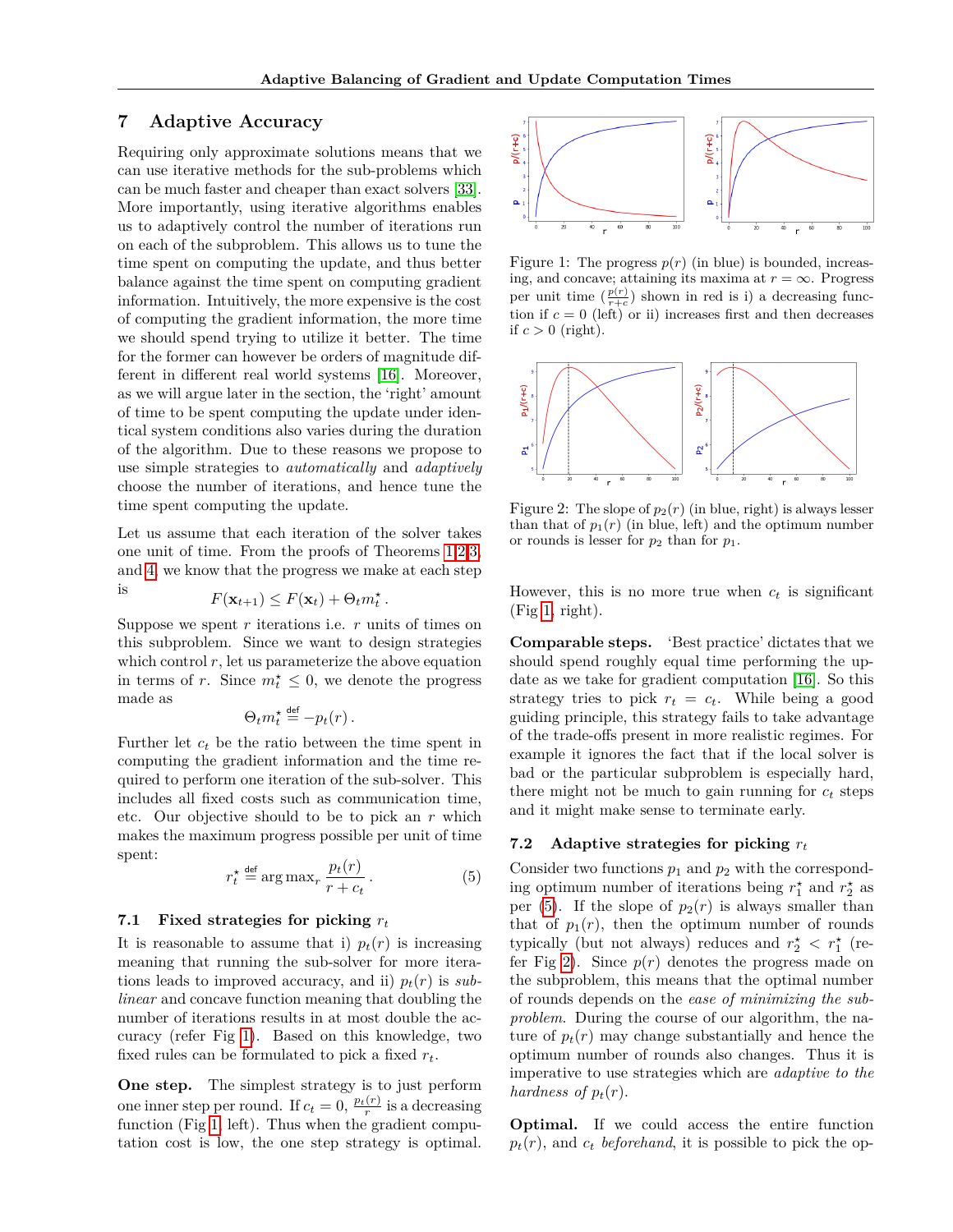## 7 Adaptive Accuracy

Requiring only approximate solutions means that we can use iterative methods for the sub-problems which can be much faster and cheaper than exact solvers [33]. More importantly, using iterative algorithms enables us to adaptively control the number of iterations run on each of the subproblem. This allows us to tune the time spent on computing the update, and thus better balance against the time spent on computing gradient information. Intuitively, the more expensive is the cost of computing the gradient information, the more time we should spend trying to utilize it better. The time for the former can however be orders of magnitude different in different real world systems [16]. Moreover, as we will argue later in the section, the 'right' amount of time to be spent computing the update under identical system conditions also varies during the duration of the algorithm. Due to these reasons we propose to use simple strategies to *automatically* and *adaptively* choose the number of iterations, and hence tune the time spent computing the update.

Let us assume that each iteration of the solver takes one unit of time. From the proofs of Theorems 1,2,3, and 4, we know that the progress we make at each step is

$$F(\mathbf{x}_{t+1}) \leq F(\mathbf{x}_t) + \Theta_t m_t^\star .$$

Suppose we spent $r$ iterations i.e. $r$ units of times on this subproblem. Since we want to design strategies which control $r$, let us parameterize the above equation in terms of $r$. Since $m_t^\star \leq 0$, we denote the progress made as

$$\Theta_t m_t^\star \stackrel{\text{def}}{=} -p_t(r) .$$

Further let $c_t$ be the ratio between the time spent in computing the gradient information and the time required to perform one iteration of the sub-solver. This includes all fixed costs such as communication time, etc. Our objective should to be to pick an $r$ which makes the maximum progress possible per unit of time spent:

$$r_t^\star \stackrel{\text{def}}{=} \arg\max_r \frac{p_t(r)}{r + c_t} . \tag{5}$$

### 7.1 Fixed strategies for picking $r_t$

It is reasonable to assume that i) $p_t(r)$ is increasing meaning that running the sub-solver for more iterations leads to improved accuracy, and ii) $p_t(r)$ is *sublinear* and concave function meaning that doubling the number of iterations results in at most double the accuracy (refer Fig 1). Based on this knowledge, two fixed rules can be formulated to pick a fixed $r_t$.

**One step.** The simplest strategy is to just perform one inner step per round. If $c_t = 0$, $\frac{p_t(r)}{r}$ is a decreasing function (Fig 1, left). Thus when the gradient computation cost is low, the one step strategy is optimal.

Figure 1: The progress $p(r)$ (in blue) is bounded, increasing, and concave; attaining its maxima at $r = \infty$. Progress per unit time ($\frac{p(r)}{r+c}$) shown in red is i) a decreasing function if $c = 0$ (left) or ii) increases first and then decreases if $c > 0$ (right).

Figure 2: The slope of $p_2(r)$ (in blue, right) is always lesser than that of $p_1(r)$ (in blue, left) and the optimum number or rounds is lesser for $p_2$ than for $p_1$.

However, this is no more true when $c_t$ is significant (Fig 1, right).

**Comparable steps.** 'Best practice' dictates that we should spend roughly equal time performing the update as we take for gradient computation [16]. So this strategy tries to pick $r_t = c_t$. While being a good guiding principle, this strategy fails to take advantage of the trade-offs present in more realistic regimes. For example it ignores the fact that if the local solver is bad or the particular subproblem is especially hard, there might not be much to gain running for $c_t$ steps and it might make sense to terminate early.

### 7.2 Adaptive strategies for picking $r_t$

Consider two functions $p_1$ and $p_2$ with the corresponding optimum number of iterations being $r_1^\star$ and $r_2^\star$ as per (5). If the slope of $p_2(r)$ is always smaller than that of $p_1(r)$, then the optimum number of rounds typically (but not always) reduces and $r_2^\star < r_1^\star$ (refer Fig 2). Since $p(r)$ denotes the progress made on the subproblem, this means that the optimal number of rounds depends on the *ease of minimizing the subproblem*. During the course of our algorithm, the nature of $p_t(r)$ may change substantially and hence the optimum number of rounds also changes. Thus it is imperative to use strategies which are *adaptive to the hardness of* $p_t(r)$.

**Optimal.** If we could access the entire function $p_t(r)$, and $c_t$ *beforehand*, it is possible to pick the op-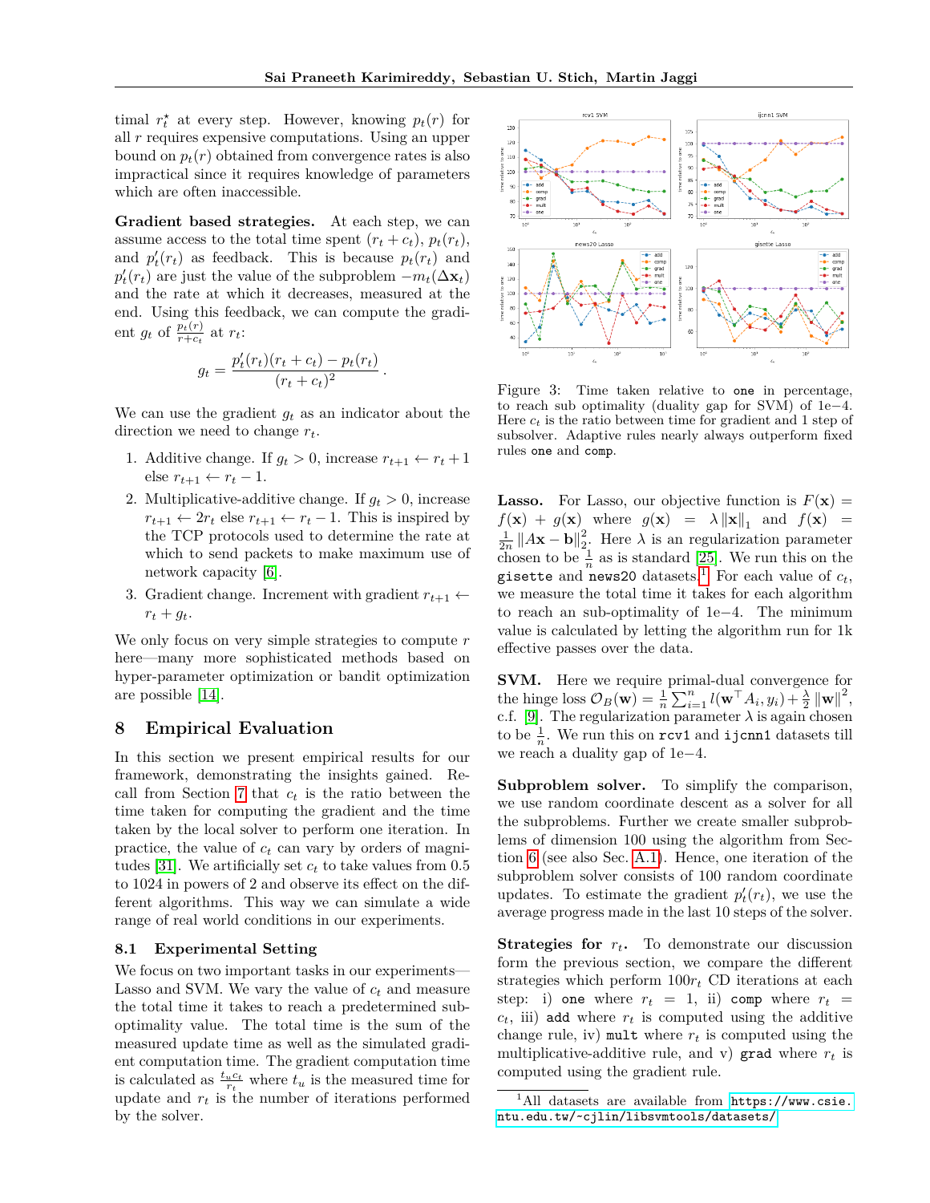timal $r_t^\star$ at every step. However, knowing $p_t(r)$ for all $r$ requires expensive computations. Using an upper bound on $p_t(r)$ obtained from convergence rates is also impractical since it requires knowledge of parameters which are often inaccessible.

**Gradient based strategies.** At each step, we can assume access to the total time spent $(r_t + c_t)$, $p_t(r_t)$, and $p'_t(r_t)$ as feedback. This is because $p_t(r_t)$ and $p'_t(r_t)$ are just the value of the subproblem $-m_t(\Delta \mathbf{x}_t)$ and the rate at which it decreases, measured at the end. Using this feedback, we can compute the gradient $g_t$ of $\frac{p_t(r)}{r+c_t}$ at $r_t$:

$$g_t = \frac{p'_t(r_t)(r_t + c_t) - p_t(r_t)}{(r_t + c_t)^2}\,.$$

We can use the gradient $g_t$ as an indicator about the direction we need to change $r_t$.

1. Additive change. If $g_t > 0$, increase $r_{t+1} \leftarrow r_t + 1$ else $r_{t+1} \leftarrow r_t - 1$.
2. Multiplicative-additive change. If $g_t > 0$, increase $r_{t+1} \leftarrow 2r_t$ else $r_{t+1} \leftarrow r_t - 1$. This is inspired by the TCP protocols used to determine the rate at which to send packets to make maximum use of network capacity [6].
3. Gradient change. Increment with gradient $r_{t+1} \leftarrow r_t + g_t$.

We only focus on very simple strategies to compute $r$ here—many more sophisticated methods based on hyper-parameter optimization or bandit optimization are possible [14].

# 8 Empirical Evaluation

In this section we present empirical results for our framework, demonstrating the insights gained. Recall from Section 7 that $c_t$ is the ratio between the time taken for computing the gradient and the time taken by the local solver to perform one iteration. In practice, the value of $c_t$ can vary by orders of magnitudes [31]. We artificially set $c_t$ to take values from 0.5 to 1024 in powers of 2 and observe its effect on the different algorithms. This way we can simulate a wide range of real world conditions in our experiments.

## 8.1 Experimental Setting

We focus on two important tasks in our experiments—Lasso and SVM. We vary the value of $c_t$ and measure the total time it takes to reach a predetermined sub-optimality value. The total time is the sum of the measured update time as well as the simulated gradient computation time. The gradient computation time is calculated as $\frac{t_u c_t}{r_t}$ where $t_u$ is the measured time for update and $r_t$ is the number of iterations performed by the solver.

Figure 3: Time taken relative to `one` in percentage, to reach sub optimality (duality gap for SVM) of 1e−4. Here $c_t$ is the ratio between time for gradient and 1 step of subsolver. Adaptive rules nearly always outperform fixed rules `one` and `comp`.

**Lasso.** For Lasso, our objective function is $F(\mathbf{x}) = f(\mathbf{x}) + g(\mathbf{x})$ where $g(\mathbf{x}) = \lambda \|\mathbf{x}\|_1$ and $f(\mathbf{x}) = \frac{1}{2n}\|A\mathbf{x} - \mathbf{b}\|_2^2$. Here $\lambda$ is an regularization parameter chosen to be $\frac{1}{n}$ as is standard [25]. We run this on the `gisette` and `news20` datasets.[1] For each value of $c_t$, we measure the total time it takes for each algorithm to reach an sub-optimality of 1e−4. The minimum value is calculated by letting the algorithm run for 1k effective passes over the data.

**SVM.** Here we require primal-dual convergence for the hinge loss $\mathcal{O}_B(\mathbf{w}) = \frac{1}{n}\sum_{i=1}^n l(\mathbf{w}^\top A_i, y_i) + \frac{\lambda}{2}\|\mathbf{w}\|^2$, c.f. [9]. The regularization parameter $\lambda$ is again chosen to be $\frac{1}{n}$. We run this on `rcv1` and `ijcnn1` datasets till we reach a duality gap of 1e−4.

**Subproblem solver.** To simplify the comparison, we use random coordinate descent as a solver for all the subproblems. Further we create smaller subproblems of dimension 100 using the algorithm from Section 6 (see also Sec. A.1). Hence, one iteration of the subproblem solver consists of 100 random coordinate updates. To estimate the gradient $p'_t(r_t)$, we use the average progress made in the last 10 steps of the solver.

**Strategies for $r_t$.** To demonstrate our discussion form the previous section, we compare the different strategies which perform $100r_t$ CD iterations at each step: i) `one` where $r_t = 1$, ii) `comp` where $r_t = c_t$, iii) `add` where $r_t$ is computed using the additive change rule, iv) `mult` where $r_t$ is computed using the multiplicative-additive rule, and v) `grad` where $r_t$ is computed using the gradient rule.

[1] All datasets are available from https://www.csie.ntu.edu.tw/~cjlin/libsvmtools/datasets/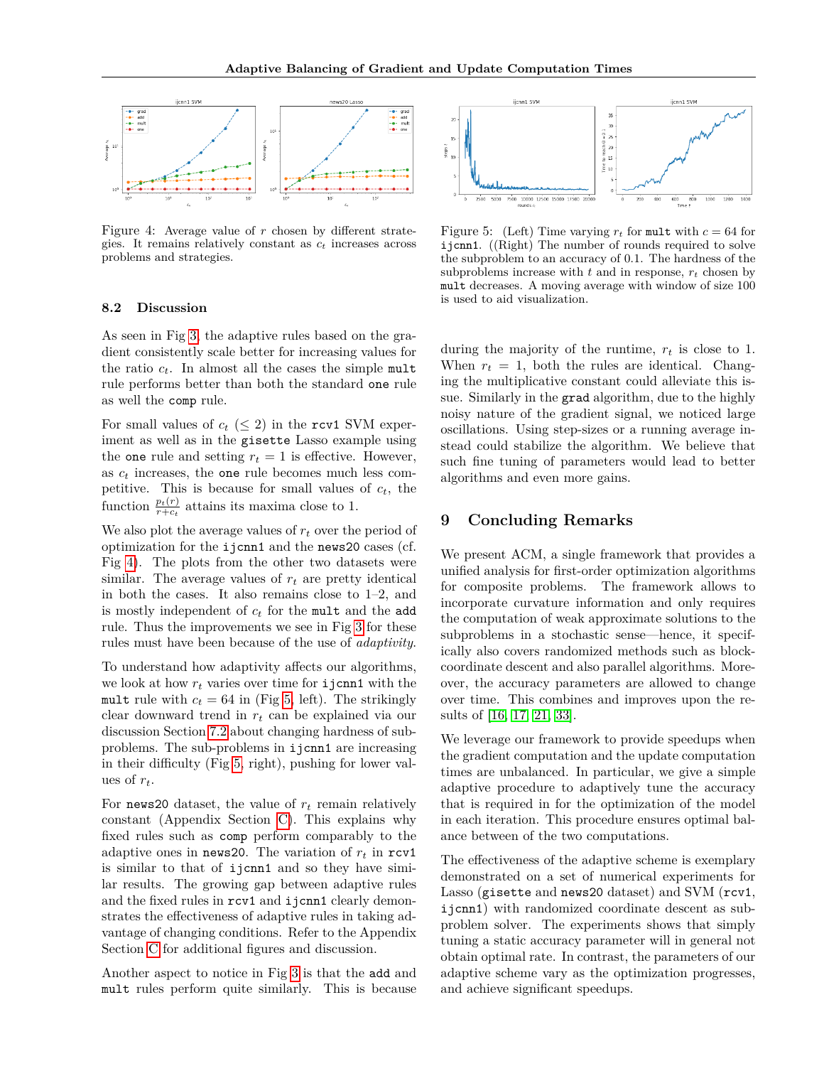Figure 4: Average value of $r$ chosen by different strategies. It remains relatively constant as $c_t$ increases across problems and strategies.

Figure 5: (Left) Time varying $r_t$ for mult with $c = 64$ for ijcnn1. ((Right) The number of rounds required to solve the subproblem to an accuracy of 0.1. The hardness of the subproblems increase with $t$ and in response, $r_t$ chosen by mult decreases. A moving average with window of size 100 is used to aid visualization.

### 8.2 Discussion

As seen in Fig 3, the adaptive rules based on the gradient consistently scale better for increasing values for the ratio $c_t$. In almost all the cases the simple mult rule performs better than both the standard one rule as well the comp rule.

For small values of $c_t$ ($\leq 2$) in the rcv1 SVM experiment as well as in the gisette Lasso example using the one rule and setting $r_t = 1$ is effective. However, as $c_t$ increases, the one rule becomes much less competitive. This is because for small values of $c_t$, the function $\frac{p_t(r)}{r+c_t}$ attains its maxima close to 1.

We also plot the average values of $r_t$ over the period of optimization for the ijcnn1 and the news20 cases (cf. Fig 4). The plots from the other two datasets were similar. The average values of $r_t$ are pretty identical in both the cases. It also remains close to 1–2, and is mostly independent of $c_t$ for the mult and the add rule. Thus the improvements we see in Fig 3 for these rules must have been because of the use of *adaptivity*.

To understand how adaptivity affects our algorithms, we look at how $r_t$ varies over time for ijcnn1 with the mult rule with $c_t = 64$ in (Fig 5, left). The strikingly clear downward trend in $r_t$ can be explained via our discussion Section 7.2 about changing hardness of subproblems. The sub-problems in ijcnn1 are increasing in their difficulty (Fig 5, right), pushing for lower values of $r_t$.

For news20 dataset, the value of $r_t$ remain relatively constant (Appendix Section C). This explains why fixed rules such as comp perform comparably to the adaptive ones in news20. The variation of $r_t$ in rcv1 is similar to that of ijcnn1 and so they have similar results. The growing gap between adaptive rules and the fixed rules in rcv1 and ijcnn1 clearly demonstrates the effectiveness of adaptive rules in taking advantage of changing conditions. Refer to the Appendix Section C for additional figures and discussion.

Another aspect to notice in Fig 3 is that the add and mult rules perform quite similarly. This is because during the majority of the runtime, $r_t$ is close to 1. When $r_t = 1$, both the rules are identical. Changing the multiplicative constant could alleviate this issue. Similarly in the grad algorithm, due to the highly noisy nature of the gradient signal, we noticed large oscillations. Using step-sizes or a running average instead could stabilize the algorithm. We believe that such fine tuning of parameters would lead to better algorithms and even more gains.

## 9 Concluding Remarks

We present ACM, a single framework that provides a unified analysis for first-order optimization algorithms for composite problems. The framework allows to incorporate curvature information and only requires the computation of weak approximate solutions to the subproblems in a stochastic sense—hence, it specifically also covers randomized methods such as block-coordinate descent and also parallel algorithms. Moreover, the accuracy parameters are allowed to change over time. This combines and improves upon the results of [16, 17, 21, 33].

We leverage our framework to provide speedups when the gradient computation and the update computation times are unbalanced. In particular, we give a simple adaptive procedure to adaptively tune the accuracy that is required in for the optimization of the model in each iteration. This procedure ensures optimal balance between of the two computations.

The effectiveness of the adaptive scheme is exemplary demonstrated on a set of numerical experiments for Lasso (gisette and news20 dataset) and SVM (rcv1, ijcnn1) with randomized coordinate descent as subproblem solver. The experiments shows that simply tuning a static accuracy parameter will in general not obtain optimal rate. In contrast, the parameters of our adaptive scheme vary as the optimization progresses, and achieve significant speedups.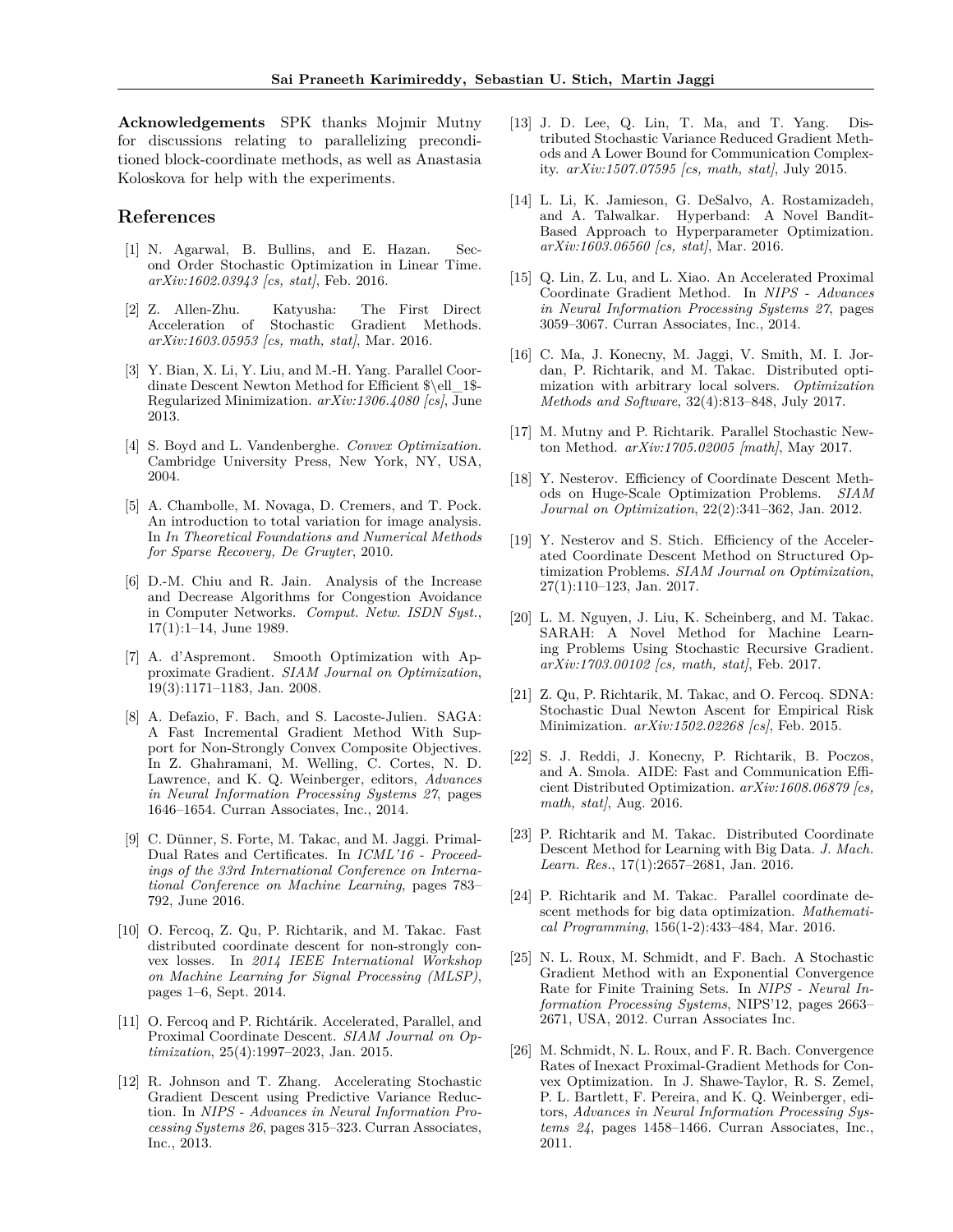**Acknowledgements** SPK thanks Mojmir Mutny for discussions relating to parallelizing preconditioned block-coordinate methods, as well as Anastasia Koloskova for help with the experiments.

## References

[1] N. Agarwal, B. Bullins, and E. Hazan. Second Order Stochastic Optimization in Linear Time. *arXiv:1602.03943 [cs, stat]*, Feb. 2016.

[2] Z. Allen-Zhu. Katyusha: The First Direct Acceleration of Stochastic Gradient Methods. *arXiv:1603.05953 [cs, math, stat]*, Mar. 2016.

[3] Y. Bian, X. Li, Y. Liu, and M.-H. Yang. Parallel Coordinate Descent Newton Method for Efficient $\ell_1$-Regularized Minimization. *arXiv:1306.4080 [cs]*, June 2013.

[4] S. Boyd and L. Vandenberghe. *Convex Optimization*. Cambridge University Press, New York, NY, USA, 2004.

[5] A. Chambolle, M. Novaga, D. Cremers, and T. Pock. An introduction to total variation for image analysis. In *In Theoretical Foundations and Numerical Methods for Sparse Recovery, De Gruyter*, 2010.

[6] D.-M. Chiu and R. Jain. Analysis of the Increase and Decrease Algorithms for Congestion Avoidance in Computer Networks. *Comput. Netw. ISDN Syst.*, 17(1):1–14, June 1989.

[7] A. d'Aspremont. Smooth Optimization with Approximate Gradient. *SIAM Journal on Optimization*, 19(3):1171–1183, Jan. 2008.

[8] A. Defazio, F. Bach, and S. Lacoste-Julien. SAGA: A Fast Incremental Gradient Method With Support for Non-Strongly Convex Composite Objectives. In Z. Ghahramani, M. Welling, C. Cortes, N. D. Lawrence, and K. Q. Weinberger, editors, *Advances in Neural Information Processing Systems 27*, pages 1646–1654. Curran Associates, Inc., 2014.

[9] C. Dünner, S. Forte, M. Takac, and M. Jaggi. Primal-Dual Rates and Certificates. In *ICML'16 - Proceedings of the 33rd International Conference on International Conference on Machine Learning*, pages 783–792, June 2016.

[10] O. Fercoq, Z. Qu, P. Richtarik, and M. Takac. Fast distributed coordinate descent for non-strongly convex losses. In *2014 IEEE International Workshop on Machine Learning for Signal Processing (MLSP)*, pages 1–6, Sept. 2014.

[11] O. Fercoq and P. Richtárik. Accelerated, Parallel, and Proximal Coordinate Descent. *SIAM Journal on Optimization*, 25(4):1997–2023, Jan. 2015.

[12] R. Johnson and T. Zhang. Accelerating Stochastic Gradient Descent using Predictive Variance Reduction. In *NIPS - Advances in Neural Information Processing Systems 26*, pages 315–323. Curran Associates, Inc., 2013.

[13] J. D. Lee, Q. Lin, T. Ma, and T. Yang. Distributed Stochastic Variance Reduced Gradient Methods and A Lower Bound for Communication Complexity. *arXiv:1507.07595 [cs, math, stat]*, July 2015.

[14] L. Li, K. Jamieson, G. DeSalvo, A. Rostamizadeh, and A. Talwalkar. Hyperband: A Novel Bandit-Based Approach to Hyperparameter Optimization. *arXiv:1603.06560 [cs, stat]*, Mar. 2016.

[15] Q. Lin, Z. Lu, and L. Xiao. An Accelerated Proximal Coordinate Gradient Method. In *NIPS - Advances in Neural Information Processing Systems 27*, pages 3059–3067. Curran Associates, Inc., 2014.

[16] C. Ma, J. Konecny, M. Jaggi, V. Smith, M. I. Jordan, P. Richtarik, and M. Takac. Distributed optimization with arbitrary local solvers. *Optimization Methods and Software*, 32(4):813–848, July 2017.

[17] M. Mutny and P. Richtarik. Parallel Stochastic Newton Method. *arXiv:1705.02005 [math]*, May 2017.

[18] Y. Nesterov. Efficiency of Coordinate Descent Methods on Huge-Scale Optimization Problems. *SIAM Journal on Optimization*, 22(2):341–362, Jan. 2012.

[19] Y. Nesterov and S. Stich. Efficiency of the Accelerated Coordinate Descent Method on Structured Optimization Problems. *SIAM Journal on Optimization*, 27(1):110–123, Jan. 2017.

[20] L. M. Nguyen, J. Liu, K. Scheinberg, and M. Takac. SARAH: A Novel Method for Machine Learning Problems Using Stochastic Recursive Gradient. *arXiv:1703.00102 [cs, math, stat]*, Feb. 2017.

[21] Z. Qu, P. Richtarik, M. Takac, and O. Fercoq. SDNA: Stochastic Dual Newton Ascent for Empirical Risk Minimization. *arXiv:1502.02268 [cs]*, Feb. 2015.

[22] S. J. Reddi, J. Konecny, P. Richtarik, B. Poczos, and A. Smola. AIDE: Fast and Communication Efficient Distributed Optimization. *arXiv:1608.06879 [cs, math, stat]*, Aug. 2016.

[23] P. Richtarik and M. Takac. Distributed Coordinate Descent Method for Learning with Big Data. *J. Mach. Learn. Res.*, 17(1):2657–2681, Jan. 2016.

[24] P. Richtarik and M. Takac. Parallel coordinate descent methods for big data optimization. *Mathematical Programming*, 156(1-2):433–484, Mar. 2016.

[25] N. L. Roux, M. Schmidt, and F. Bach. A Stochastic Gradient Method with an Exponential Convergence Rate for Finite Training Sets. In *NIPS - Neural Information Processing Systems*, NIPS'12, pages 2663–2671, USA, 2012. Curran Associates Inc.

[26] M. Schmidt, N. L. Roux, and F. R. Bach. Convergence Rates of Inexact Proximal-Gradient Methods for Convex Optimization. In J. Shawe-Taylor, R. S. Zemel, P. L. Bartlett, F. Pereira, and K. Q. Weinberger, editors, *Advances in Neural Information Processing Systems 24*, pages 1458–1466. Curran Associates, Inc., 2011.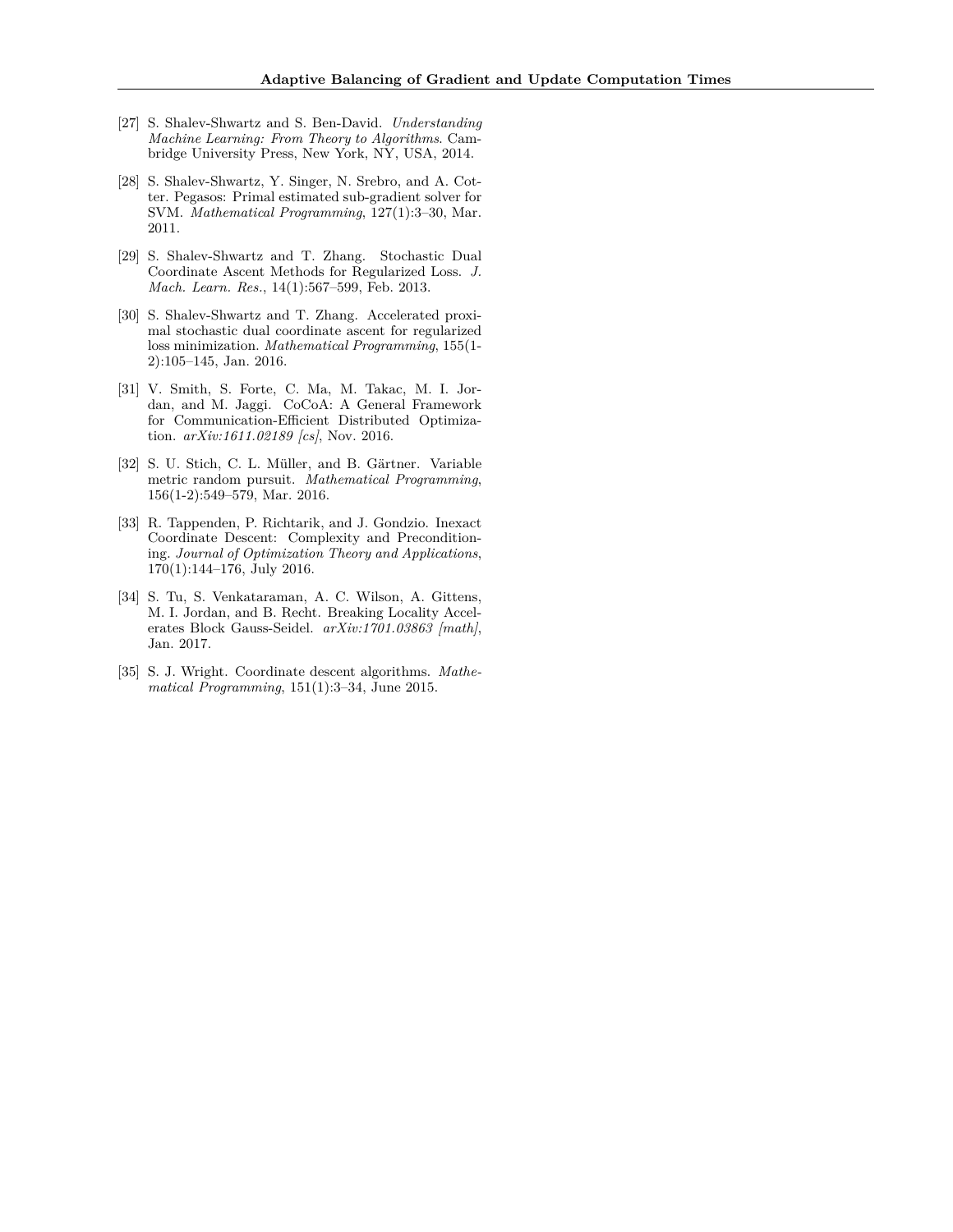[27] S. Shalev-Shwartz and S. Ben-David. *Understanding Machine Learning: From Theory to Algorithms*. Cambridge University Press, New York, NY, USA, 2014.

[28] S. Shalev-Shwartz, Y. Singer, N. Srebro, and A. Cotter. Pegasos: Primal estimated sub-gradient solver for SVM. *Mathematical Programming*, 127(1):3–30, Mar. 2011.

[29] S. Shalev-Shwartz and T. Zhang. Stochastic Dual Coordinate Ascent Methods for Regularized Loss. *J. Mach. Learn. Res.*, 14(1):567–599, Feb. 2013.

[30] S. Shalev-Shwartz and T. Zhang. Accelerated proximal stochastic dual coordinate ascent for regularized loss minimization. *Mathematical Programming*, 155(1-2):105–145, Jan. 2016.

[31] V. Smith, S. Forte, C. Ma, M. Takac, M. I. Jordan, and M. Jaggi. CoCoA: A General Framework for Communication-Efficient Distributed Optimization. *arXiv:1611.02189 [cs]*, Nov. 2016.

[32] S. U. Stich, C. L. Müller, and B. Gärtner. Variable metric random pursuit. *Mathematical Programming*, 156(1-2):549–579, Mar. 2016.

[33] R. Tappenden, P. Richtarik, and J. Gondzio. Inexact Coordinate Descent: Complexity and Preconditioning. *Journal of Optimization Theory and Applications*, 170(1):144–176, July 2016.

[34] S. Tu, S. Venkataraman, A. C. Wilson, A. Gittens, M. I. Jordan, and B. Recht. Breaking Locality Accelerates Block Gauss-Seidel. *arXiv:1701.03863 [math]*, Jan. 2017.

[35] S. J. Wright. Coordinate descent algorithms. *Mathematical Programming*, 151(1):3–34, June 2015.